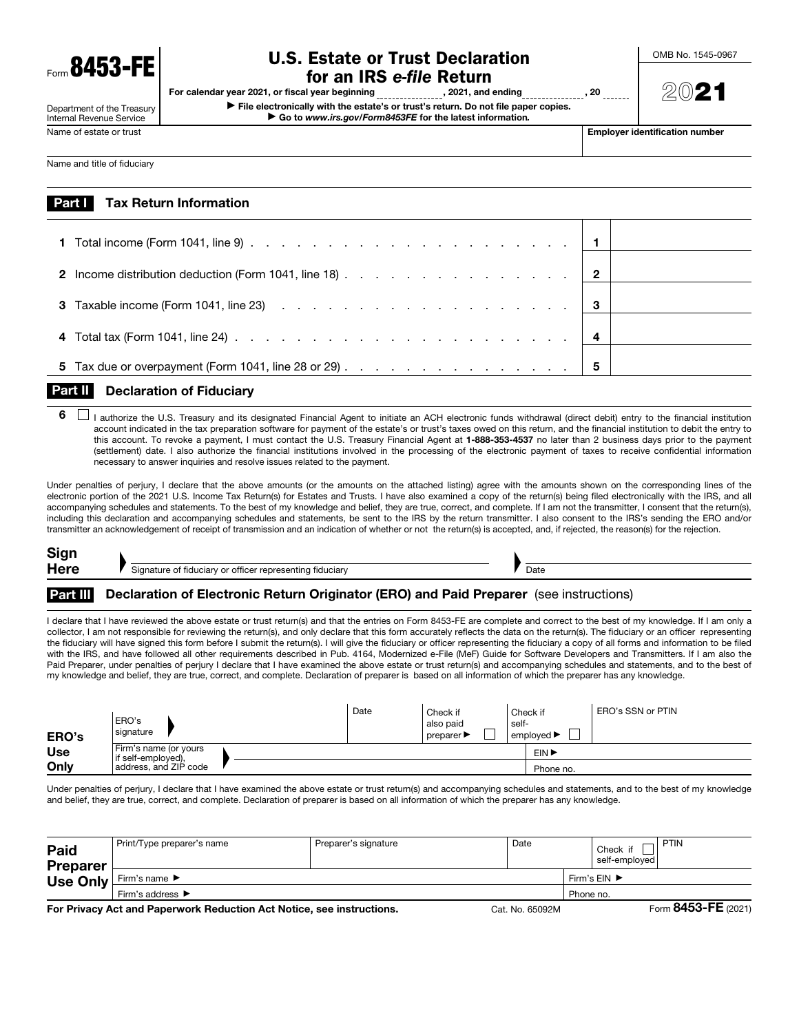Form **8453-FE**

Department of the Treasury
Internal Revenue Service

# U.S. Estate or Trust Declaration for an IRS *e-file* Return

For calendar year 2021, or fiscal year beginning __________, 2021, and ending __________, 20 ____

▶ File electronically with the estate's or trust's return. Do not file paper copies.

▶ Go to *www.irs.gov/Form8453FE* for the latest information.

OMB No. 1545-0967

**2021**

| Name of estate or trust | Employer identification number |
|---|---|
| | |

Name and title of fiduciary

## Part I Tax Return Information

| | | |
|---|---|---|
| **1** Total income (Form 1041, line 9) . . . . . . . . . . . . . . . . . . . . . . . . . | **1** | |
| **2** Income distribution deduction (Form 1041, line 18) . . . . . . . . . . . . . . . . . | **2** | |
| **3** Taxable income (Form 1041, line 23) . . . . . . . . . . . . . . . . . . . . . . . | **3** | |
| **4** Total tax (Form 1041, line 24) . . . . . . . . . . . . . . . . . . . . . . . . . | **4** | |
| **5** Tax due or overpayment (Form 1041, line 28 or 29) . . . . . . . . . . . . . . . . | **5** | |

## Part II Declaration of Fiduciary

**6** ☐ I authorize the U.S. Treasury and its designated Financial Agent to initiate an ACH electronic funds withdrawal (direct debit) entry to the financial institution account indicated in the tax preparation software for payment of the estate's or trust's taxes owed on this return, and the financial institution to debit the entry to this account. To revoke a payment, I must contact the U.S. Treasury Financial Agent at **1-888-353-4537** no later than 2 business days prior to the payment (settlement) date. I also authorize the financial institutions involved in the processing of the electronic payment of taxes to receive confidential information necessary to answer inquiries and resolve issues related to the payment.

Under penalties of perjury, I declare that the above amounts (or the amounts on the attached listing) agree with the amounts shown on the corresponding lines of the electronic portion of the 2021 U.S. Income Tax Return(s) for Estates and Trusts. I have also examined a copy of the return(s) being filed electronically with the IRS, and all accompanying schedules and statements. To the best of my knowledge and belief, they are true, correct, and complete. If I am not the transmitter, I consent that the return(s), including this declaration and accompanying schedules and statements, be sent to the IRS by the return transmitter. I also consent to the IRS's sending the ERO and/or transmitter an acknowledgement of receipt of transmission and an indication of whether or not the return(s) is accepted, and, if rejected, the reason(s) for the rejection.

**Sign Here** ▶ Signature of fiduciary or officer representing fiduciary ▶ Date

## Part III Declaration of Electronic Return Originator (ERO) and Paid Preparer (see instructions)

I declare that I have reviewed the above estate or trust return(s) and that the entries on Form 8453-FE are complete and correct to the best of my knowledge. If I am only a collector, I am not responsible for reviewing the return(s), and only declare that this form accurately reflects the data on the return(s). The fiduciary or an officer representing the fiduciary will have signed this form before I submit the return(s). I will give the fiduciary or officer representing the fiduciary a copy of all forms and information to be filed with the IRS, and have followed all other requirements described in Pub. 4164, Modernized e-File (MeF) Guide for Software Developers and Transmitters. If I am also the Paid Preparer, under penalties of perjury I declare that I have examined the above estate or trust return(s) and accompanying schedules and statements, and to the best of my knowledge and belief, they are true, correct, and complete. Declaration of preparer is based on all information of which the preparer has any knowledge.

| **ERO's Use Only** | ERO's signature ▶ | Date | Check if also paid preparer ▶ ☐ | Check if self-employed ▶ ☐ | ERO's SSN or PTIN |
|---|---|---|---|---|---|
| | Firm's name (or yours if self-employed), address, and ZIP code ▶ | | | EIN ▶ | |
| | | | | Phone no. | |

Under penalties of perjury, I declare that I have examined the above estate or trust return(s) and accompanying schedules and statements, and to the best of my knowledge and belief, they are true, correct, and complete. Declaration of preparer is based on all information of which the preparer has any knowledge.

| **Paid Preparer Use Only** | Print/Type preparer's name | Preparer's signature | Date | Check ☐ if self-employed | PTIN |
|---|---|---|---|---|---|
| | Firm's name ▶ | | | Firm's EIN ▶ | |
| | Firm's address ▶ | | | Phone no. | |

**For Privacy Act and Paperwork Reduction Act Notice, see instructions.** Cat. No. 65092M Form **8453-FE** (2021)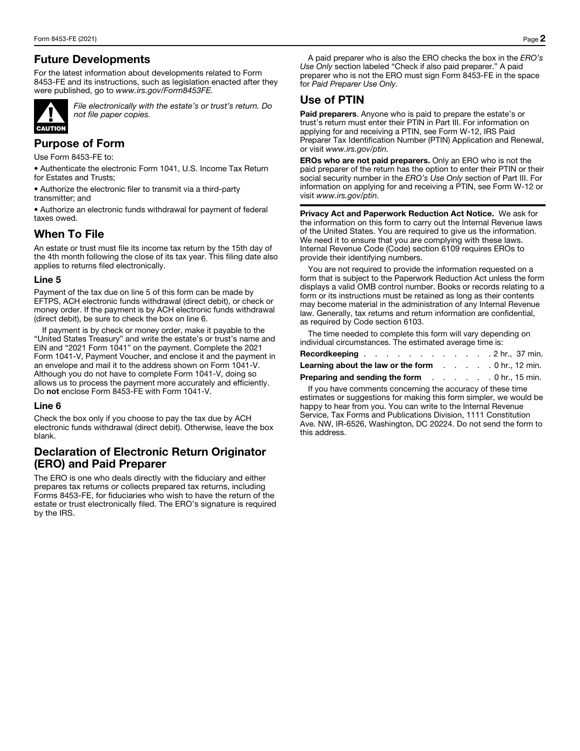## Future Developments

For the latest information about developments related to Form 8453-FE and its instructions, such as legislation enacted after they were published, go to *www.irs.gov/Form8453FE.*

**CAUTION** *File electronically with the estate's or trust's return. Do not file paper copies.*

## Purpose of Form

Use Form 8453-FE to:

- Authenticate the electronic Form 1041, U.S. Income Tax Return for Estates and Trusts;
- Authorize the electronic filer to transmit via a third-party transmitter; and
- Authorize an electronic funds withdrawal for payment of federal taxes owed.

## When To File

An estate or trust must file its income tax return by the 15th day of the 4th month following the close of its tax year. This filing date also applies to returns filed electronically.

### Line 5

Payment of the tax due on line 5 of this form can be made by EFTPS, ACH electronic funds withdrawal (direct debit), or check or money order. If the payment is by ACH electronic funds withdrawal (direct debit), be sure to check the box on line 6.

If payment is by check or money order, make it payable to the "United States Treasury" and write the estate's or trust's name and EIN and "2021 Form 1041" on the payment. Complete the 2021 Form 1041-V, Payment Voucher, and enclose it and the payment in an envelope and mail it to the address shown on Form 1041-V. Although you do not have to complete Form 1041-V, doing so allows us to process the payment more accurately and efficiently. Do **not** enclose Form 8453-FE with Form 1041-V.

### Line 6

Check the box only if you choose to pay the tax due by ACH electronic funds withdrawal (direct debit). Otherwise, leave the box blank.

## Declaration of Electronic Return Originator (ERO) and Paid Preparer

The ERO is one who deals directly with the fiduciary and either prepares tax returns or collects prepared tax returns, including Forms 8453-FE, for fiduciaries who wish to have the return of the estate or trust electronically filed. The ERO's signature is required by the IRS.

A paid preparer who is also the ERO checks the box in the *ERO's Use Only* section labeled "Check if also paid preparer." A paid preparer who is not the ERO must sign Form 8453-FE in the space for *Paid Preparer Use Only*.

## Use of PTIN

**Paid preparers**. Anyone who is paid to prepare the estate's or trust's return must enter their PTIN in Part III. For information on applying for and receiving a PTIN, see Form W-12, IRS Paid Preparer Tax Identification Number (PTIN) Application and Renewal, or visit *www.irs.gov/ptin.*

**EROs who are not paid preparers.** Only an ERO who is not the paid preparer of the return has the option to enter their PTIN or their social security number in the *ERO's Use Only* section of Part III. For information on applying for and receiving a PTIN, see Form W-12 or visit *www.irs.gov/ptin.*

**Privacy Act and Paperwork Reduction Act Notice.** We ask for the information on this form to carry out the Internal Revenue laws of the United States. You are required to give us the information. We need it to ensure that you are complying with these laws. Internal Revenue Code (Code) section 6109 requires EROs to provide their identifying numbers.

You are not required to provide the information requested on a form that is subject to the Paperwork Reduction Act unless the form displays a valid OMB control number. Books or records relating to a form or its instructions must be retained as long as their contents may become material in the administration of any Internal Revenue law. Generally, tax returns and return information are confidential, as required by Code section 6103.

The time needed to complete this form will vary depending on individual circumstances. The estimated average time is:

**Recordkeeping** . . . . . . . . . . . . . 2 hr., 37 min.
**Learning about the law or the form** . . . . . 0 hr., 12 min.
**Preparing and sending the form** . . . . . . 0 hr., 15 min.

If you have comments concerning the accuracy of these time estimates or suggestions for making this form simpler, we would be happy to hear from you. You can write to the Internal Revenue Service, Tax Forms and Publications Division, 1111 Constitution Ave. NW, IR-6526, Washington, DC 20224. Do not send the form to this address.